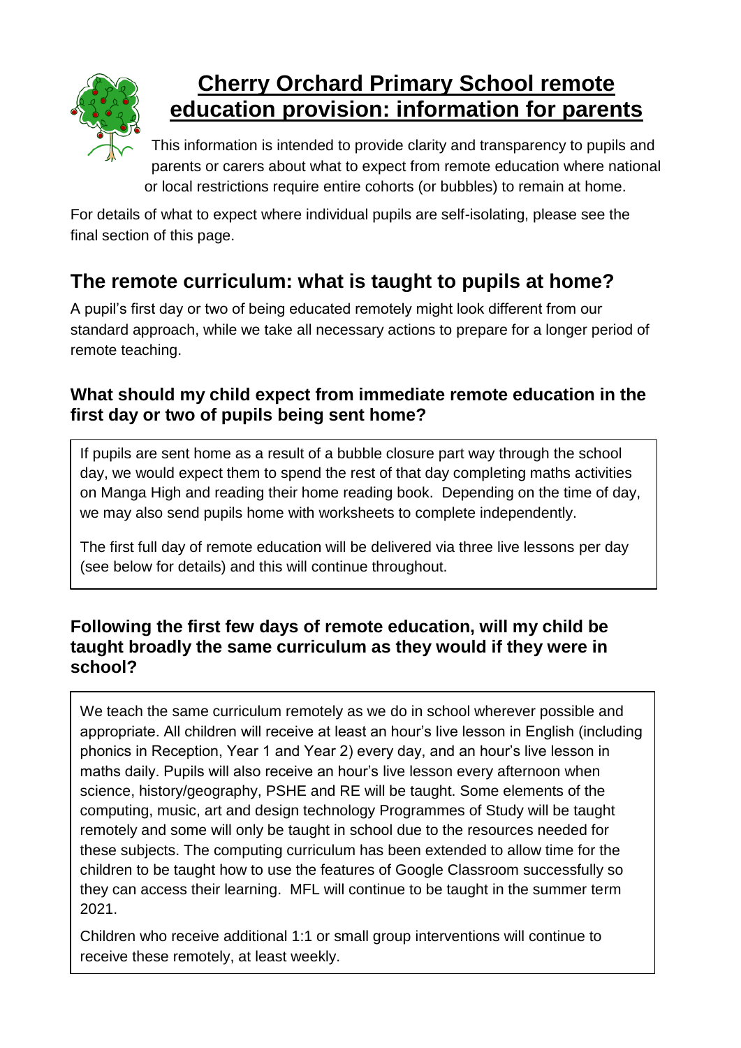# Cherry Orchard Primary School remote education provision: information for parents

This information is intended to provide clarity and transparency to pupils and parents or carers about what to expect from remote education where national or local restrictions require entire cohorts (or bubbles) to remain at home.

For details of what to expect where individual pupils are self-isolating, please see the final section of this page.

## The remote curriculum: what is taught to pupils at home?

A pupil's first day or two of being educated remotely might look different from our standard approach, while we take all necessary actions to prepare for a longer period of remote teaching.

### What should my child expect from immediate remote education in the first day or two of pupils being sent home?

If pupils are sent home as a result of a bubble closure part way through the school day, we would expect them to spend the rest of that day completing maths activities on Manga High and reading their home reading book. Depending on the time of day, we may also send pupils home with worksheets to complete independently.

The first full day of remote education will be delivered via three live lessons per day (see below for details) and this will continue throughout.

### Following the first few days of remote education, will my child be taught broadly the same curriculum as they would if they were in school?

We teach the same curriculum remotely as we do in school wherever possible and appropriate. All children will receive at least an hour's live lesson in English (including phonics in Reception, Year 1 and Year 2) every day, and an hour's live lesson in maths daily. Pupils will also receive an hour's live lesson every afternoon when science, history/geography, PSHE and RE will be taught. Some elements of the computing, music, art and design technology Programmes of Study will be taught remotely and some will only be taught in school due to the resources needed for these subjects. The computing curriculum has been extended to allow time for the children to be taught how to use the features of Google Classroom successfully so they can access their learning. MFL will continue to be taught in the summer term 2021.

Children who receive additional 1:1 or small group interventions will continue to receive these remotely, at least weekly.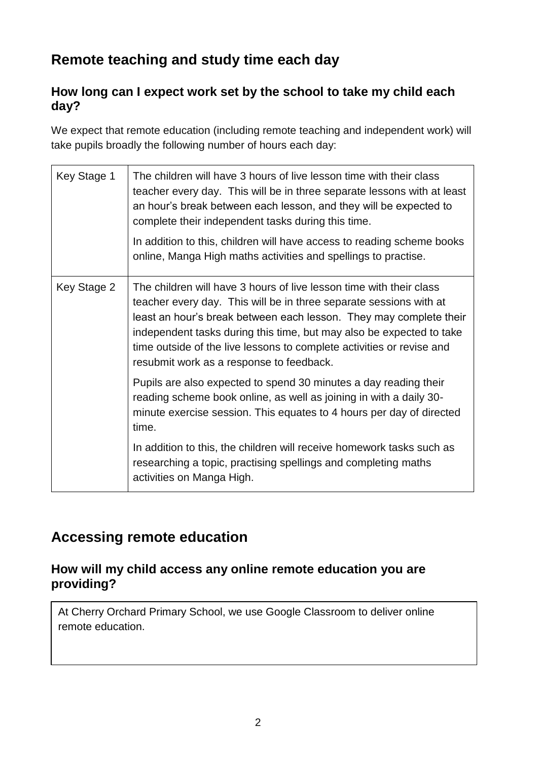## Remote teaching and study time each day

### How long can I expect work set by the school to take my child each day?

We expect that remote education (including remote teaching and independent work) will take pupils broadly the following number of hours each day:

| | |
|---|---|
| Key Stage 1 | The children will have 3 hours of live lesson time with their class teacher every day. This will be in three separate lessons with at least an hour's break between each lesson, and they will be expected to complete their independent tasks during this time.<br><br>In addition to this, children will have access to reading scheme books online, Manga High maths activities and spellings to practise. |
| Key Stage 2 | The children will have 3 hours of live lesson time with their class teacher every day. This will be in three separate sessions with at least an hour's break between each lesson. They may complete their independent tasks during this time, but may also be expected to take time outside of the live lessons to complete activities or revise and resubmit work as a response to feedback.<br><br>Pupils are also expected to spend 30 minutes a day reading their reading scheme book online, as well as joining in with a daily 30-minute exercise session. This equates to 4 hours per day of directed time.<br><br>In addition to this, the children will receive homework tasks such as researching a topic, practising spellings and completing maths activities on Manga High. |

## Accessing remote education

### How will my child access any online remote education you are providing?

At Cherry Orchard Primary School, we use Google Classroom to deliver online remote education.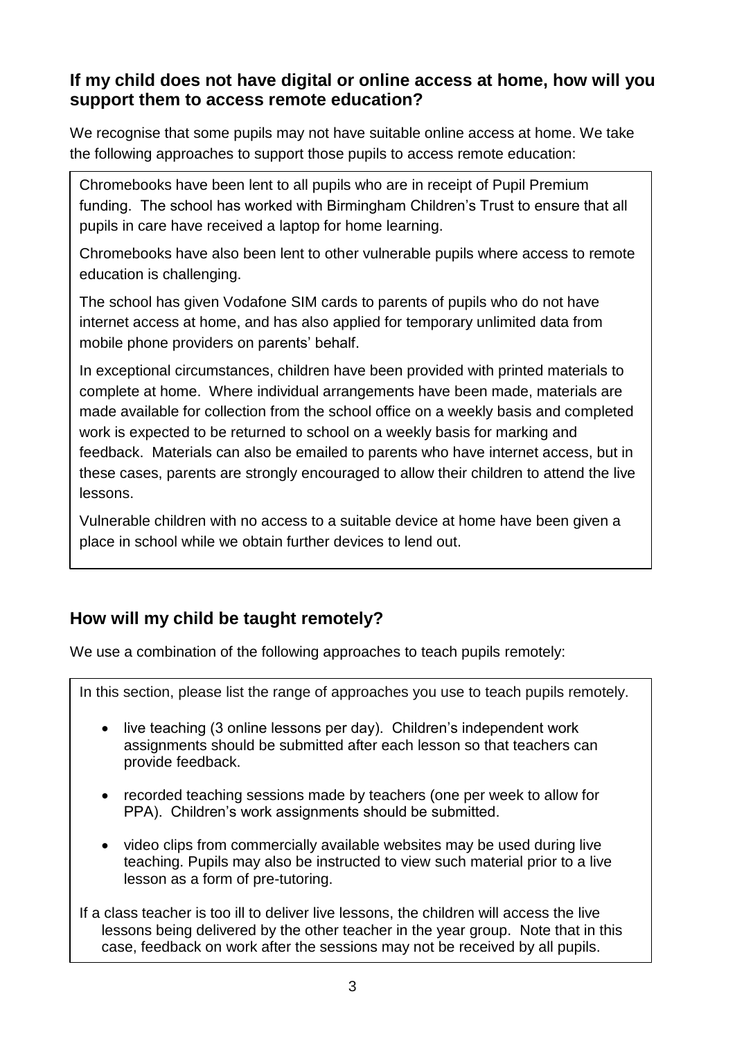## If my child does not have digital or online access at home, how will you support them to access remote education?

We recognise that some pupils may not have suitable online access at home. We take the following approaches to support those pupils to access remote education:

Chromebooks have been lent to all pupils who are in receipt of Pupil Premium funding. The school has worked with Birmingham Children's Trust to ensure that all pupils in care have received a laptop for home learning.

Chromebooks have also been lent to other vulnerable pupils where access to remote education is challenging.

The school has given Vodafone SIM cards to parents of pupils who do not have internet access at home, and has also applied for temporary unlimited data from mobile phone providers on parents' behalf.

In exceptional circumstances, children have been provided with printed materials to complete at home. Where individual arrangements have been made, materials are made available for collection from the school office on a weekly basis and completed work is expected to be returned to school on a weekly basis for marking and feedback. Materials can also be emailed to parents who have internet access, but in these cases, parents are strongly encouraged to allow their children to attend the live lessons.

Vulnerable children with no access to a suitable device at home have been given a place in school while we obtain further devices to lend out.

## How will my child be taught remotely?

We use a combination of the following approaches to teach pupils remotely:

In this section, please list the range of approaches you use to teach pupils remotely.

- live teaching (3 online lessons per day). Children's independent work assignments should be submitted after each lesson so that teachers can provide feedback.
- recorded teaching sessions made by teachers (one per week to allow for PPA). Children's work assignments should be submitted.
- video clips from commercially available websites may be used during live teaching. Pupils may also be instructed to view such material prior to a live lesson as a form of pre-tutoring.

If a class teacher is too ill to deliver live lessons, the children will access the live lessons being delivered by the other teacher in the year group. Note that in this case, feedback on work after the sessions may not be received by all pupils.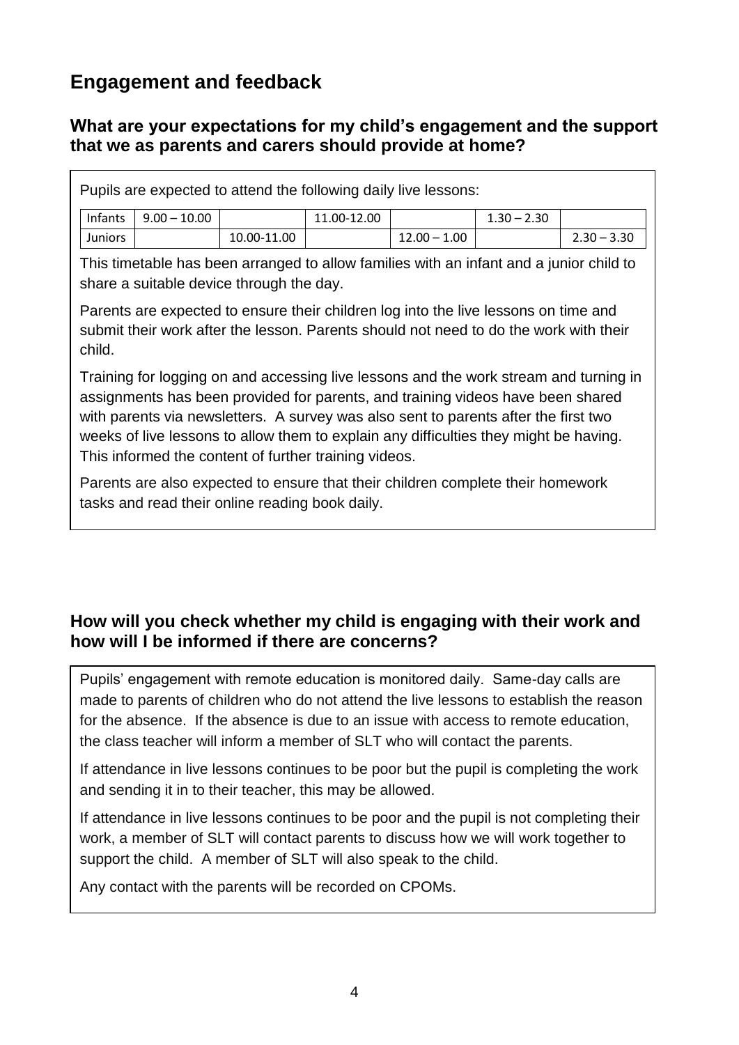## Engagement and feedback

### What are your expectations for my child's engagement and the support that we as parents and carers should provide at home?

Pupils are expected to attend the following daily live lessons:

| | | | | | | | |
|---|---|---|---|---|---|---|---|
| Infants | 9.00 – 10.00 | | 11.00-12.00 | | 1.30 – 2.30 | | |
| Juniors | | 10.00-11.00 | | 12.00 – 1.00 | | 2.30 – 3.30 | |

This timetable has been arranged to allow families with an infant and a junior child to share a suitable device through the day.

Parents are expected to ensure their children log into the live lessons on time and submit their work after the lesson. Parents should not need to do the work with their child.

Training for logging on and accessing live lessons and the work stream and turning in assignments has been provided for parents, and training videos have been shared with parents via newsletters. A survey was also sent to parents after the first two weeks of live lessons to allow them to explain any difficulties they might be having. This informed the content of further training videos.

Parents are also expected to ensure that their children complete their homework tasks and read their online reading book daily.

### How will you check whether my child is engaging with their work and how will I be informed if there are concerns?

Pupils' engagement with remote education is monitored daily. Same-day calls are made to parents of children who do not attend the live lessons to establish the reason for the absence. If the absence is due to an issue with access to remote education, the class teacher will inform a member of SLT who will contact the parents.

If attendance in live lessons continues to be poor but the pupil is completing the work and sending it in to their teacher, this may be allowed.

If attendance in live lessons continues to be poor and the pupil is not completing their work, a member of SLT will contact parents to discuss how we will work together to support the child. A member of SLT will also speak to the child.

Any contact with the parents will be recorded on CPOMs.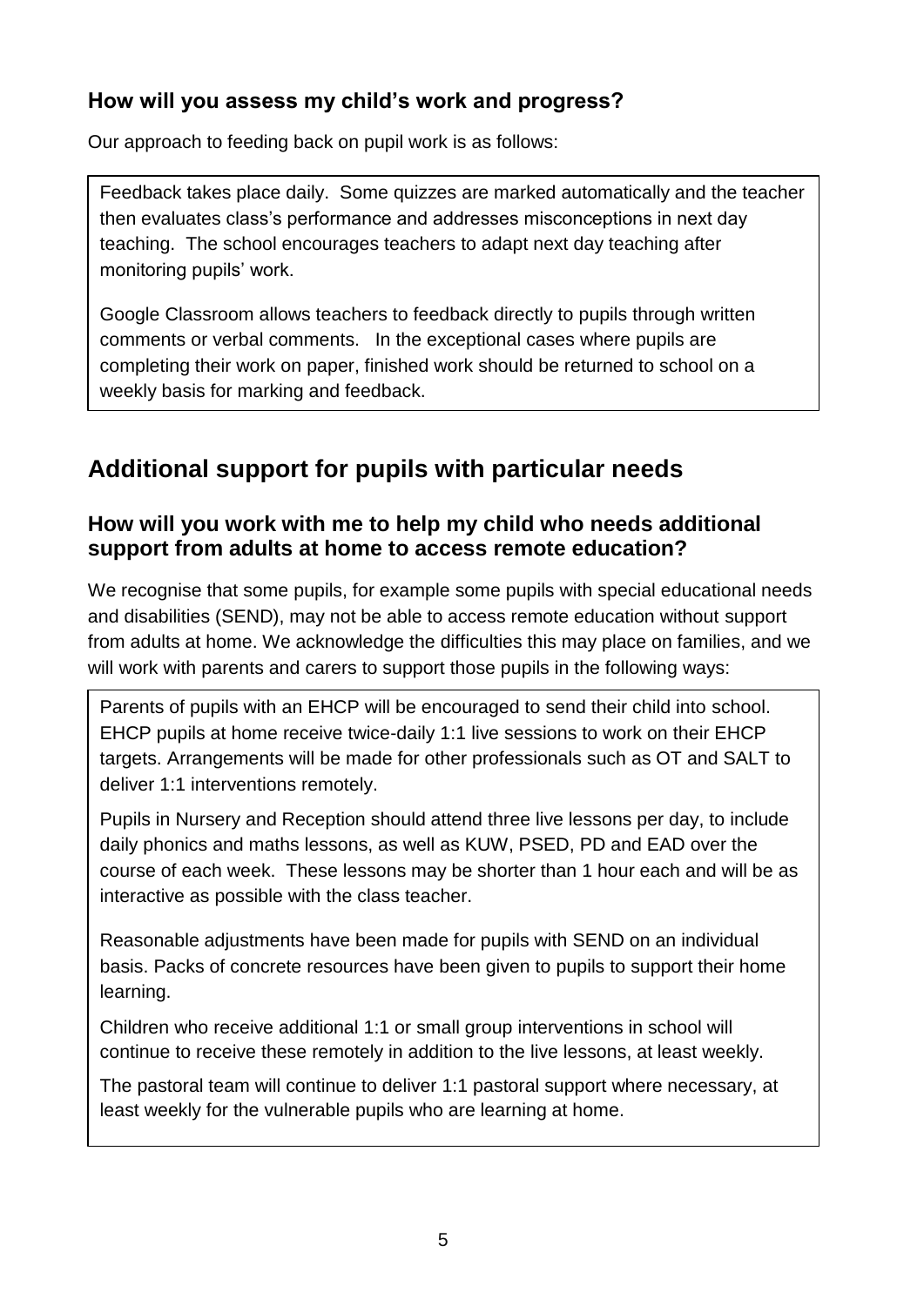### How will you assess my child's work and progress?

Our approach to feeding back on pupil work is as follows:

Feedback takes place daily. Some quizzes are marked automatically and the teacher then evaluates class's performance and addresses misconceptions in next day teaching. The school encourages teachers to adapt next day teaching after monitoring pupils' work.

Google Classroom allows teachers to feedback directly to pupils through written comments or verbal comments. In the exceptional cases where pupils are completing their work on paper, finished work should be returned to school on a weekly basis for marking and feedback.

## Additional support for pupils with particular needs

### How will you work with me to help my child who needs additional support from adults at home to access remote education?

We recognise that some pupils, for example some pupils with special educational needs and disabilities (SEND), may not be able to access remote education without support from adults at home. We acknowledge the difficulties this may place on families, and we will work with parents and carers to support those pupils in the following ways:

Parents of pupils with an EHCP will be encouraged to send their child into school. EHCP pupils at home receive twice-daily 1:1 live sessions to work on their EHCP targets. Arrangements will be made for other professionals such as OT and SALT to deliver 1:1 interventions remotely.

Pupils in Nursery and Reception should attend three live lessons per day, to include daily phonics and maths lessons, as well as KUW, PSED, PD and EAD over the course of each week. These lessons may be shorter than 1 hour each and will be as interactive as possible with the class teacher.

Reasonable adjustments have been made for pupils with SEND on an individual basis. Packs of concrete resources have been given to pupils to support their home learning.

Children who receive additional 1:1 or small group interventions in school will continue to receive these remotely in addition to the live lessons, at least weekly.

The pastoral team will continue to deliver 1:1 pastoral support where necessary, at least weekly for the vulnerable pupils who are learning at home.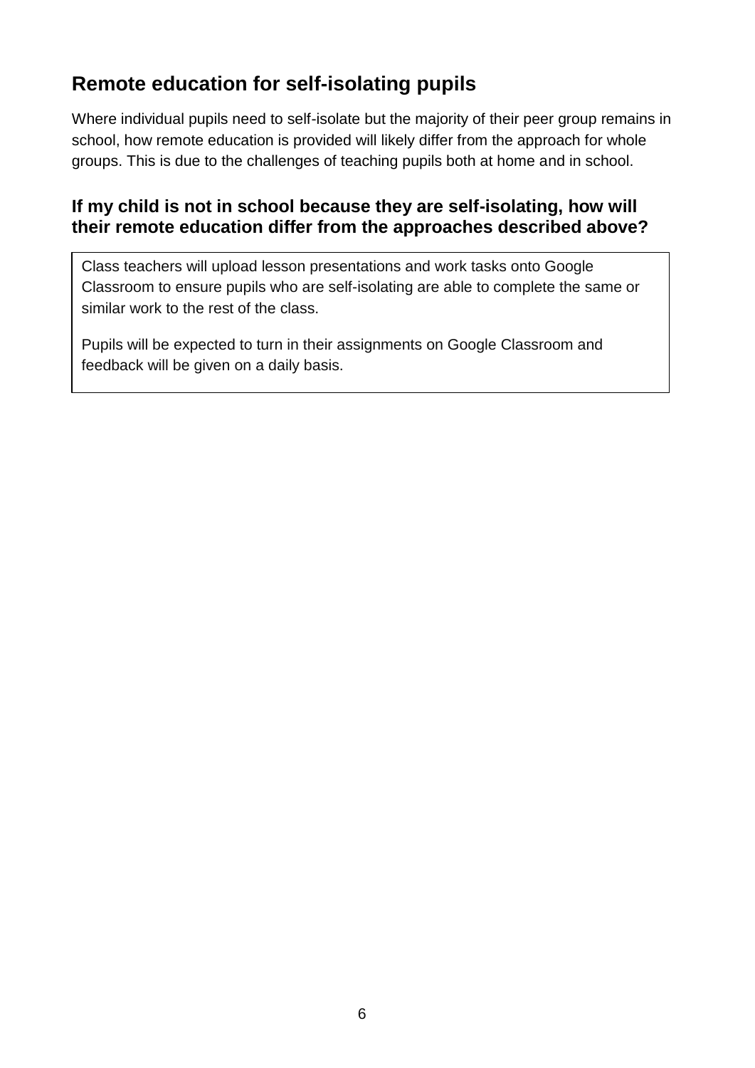## Remote education for self-isolating pupils

Where individual pupils need to self-isolate but the majority of their peer group remains in school, how remote education is provided will likely differ from the approach for whole groups. This is due to the challenges of teaching pupils both at home and in school.

### If my child is not in school because they are self-isolating, how will their remote education differ from the approaches described above?

Class teachers will upload lesson presentations and work tasks onto Google Classroom to ensure pupils who are self-isolating are able to complete the same or similar work to the rest of the class.

Pupils will be expected to turn in their assignments on Google Classroom and feedback will be given on a daily basis.